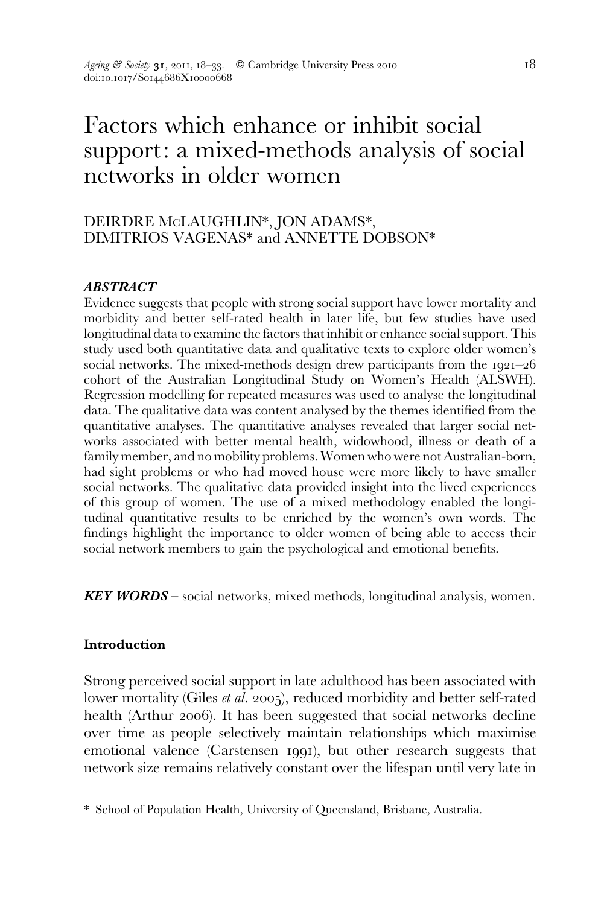# Factors which enhance or inhibit social support: a mixed-methods analysis of social networks in older women

DEIRDRE McLAUGHLIN*, JON ADAMS*, DIMITRIOS VAGENAS* and ANNETTE DOBSON*

## *ABSTRACT*

Evidence suggests that people with strong social support have lower mortality and morbidity and better self-rated health in later life, but few studies have used longitudinal data to examine the factors that inhibit or enhance social support. This study used both quantitative data and qualitative texts to explore older women's social networks. The mixed-methods design drew participants from the 1921–26 cohort of the Australian Longitudinal Study on Women's Health (ALSWH). Regression modelling for repeated measures was used to analyse the longitudinal data. The qualitative data was content analysed by the themes identified from the quantitative analyses. The quantitative analyses revealed that larger social networks associated with better mental health, widowhood, illness or death of a family member, and no mobility problems. Women who were not Australian-born, had sight problems or who had moved house were more likely to have smaller social networks. The qualitative data provided insight into the lived experiences of this group of women. The use of a mixed methodology enabled the longitudinal quantitative results to be enriched by the women's own words. The findings highlight the importance to older women of being able to access their social network members to gain the psychological and emotional benefits.

***KEY WORDS*** – social networks, mixed methods, longitudinal analysis, women.

## Introduction

Strong perceived social support in late adulthood has been associated with lower mortality (Giles *et al.* 2005), reduced morbidity and better self-rated health (Arthur 2006). It has been suggested that social networks decline over time as people selectively maintain relationships which maximise emotional valence (Carstensen 1991), but other research suggests that network size remains relatively constant over the lifespan until very late in

\* School of Population Health, University of Queensland, Brisbane, Australia.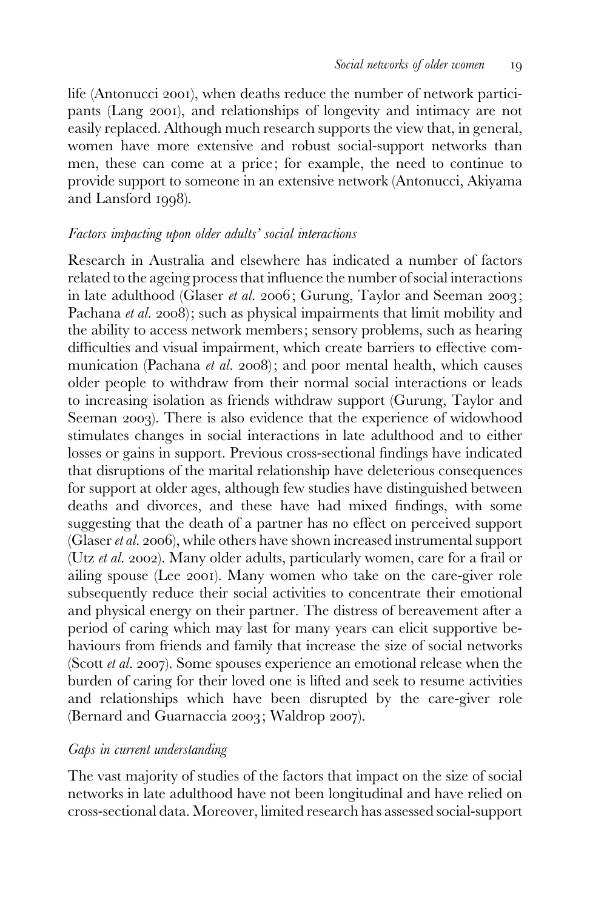life (Antonucci 2001), when deaths reduce the number of network participants (Lang 2001), and relationships of longevity and intimacy are not easily replaced. Although much research supports the view that, in general, women have more extensive and robust social-support networks than men, these can come at a price; for example, the need to continue to provide support to someone in an extensive network (Antonucci, Akiyama and Lansford 1998).

### *Factors impacting upon older adults' social interactions*

Research in Australia and elsewhere has indicated a number of factors related to the ageing process that influence the number of social interactions in late adulthood (Glaser *et al.* 2006; Gurung, Taylor and Seeman 2003; Pachana *et al.* 2008); such as physical impairments that limit mobility and the ability to access network members; sensory problems, such as hearing difficulties and visual impairment, which create barriers to effective communication (Pachana *et al.* 2008); and poor mental health, which causes older people to withdraw from their normal social interactions or leads to increasing isolation as friends withdraw support (Gurung, Taylor and Seeman 2003). There is also evidence that the experience of widowhood stimulates changes in social interactions in late adulthood and to either losses or gains in support. Previous cross-sectional findings have indicated that disruptions of the marital relationship have deleterious consequences for support at older ages, although few studies have distinguished between deaths and divorces, and these have had mixed findings, with some suggesting that the death of a partner has no effect on perceived support (Glaser *et al.* 2006), while others have shown increased instrumental support (Utz *et al.* 2002). Many older adults, particularly women, care for a frail or ailing spouse (Lee 2001). Many women who take on the care-giver role subsequently reduce their social activities to concentrate their emotional and physical energy on their partner. The distress of bereavement after a period of caring which may last for many years can elicit supportive behaviours from friends and family that increase the size of social networks (Scott *et al.* 2007). Some spouses experience an emotional release when the burden of caring for their loved one is lifted and seek to resume activities and relationships which have been disrupted by the care-giver role (Bernard and Guarnaccia 2003; Waldrop 2007).

### *Gaps in current understanding*

The vast majority of studies of the factors that impact on the size of social networks in late adulthood have not been longitudinal and have relied on cross-sectional data. Moreover, limited research has assessed social-support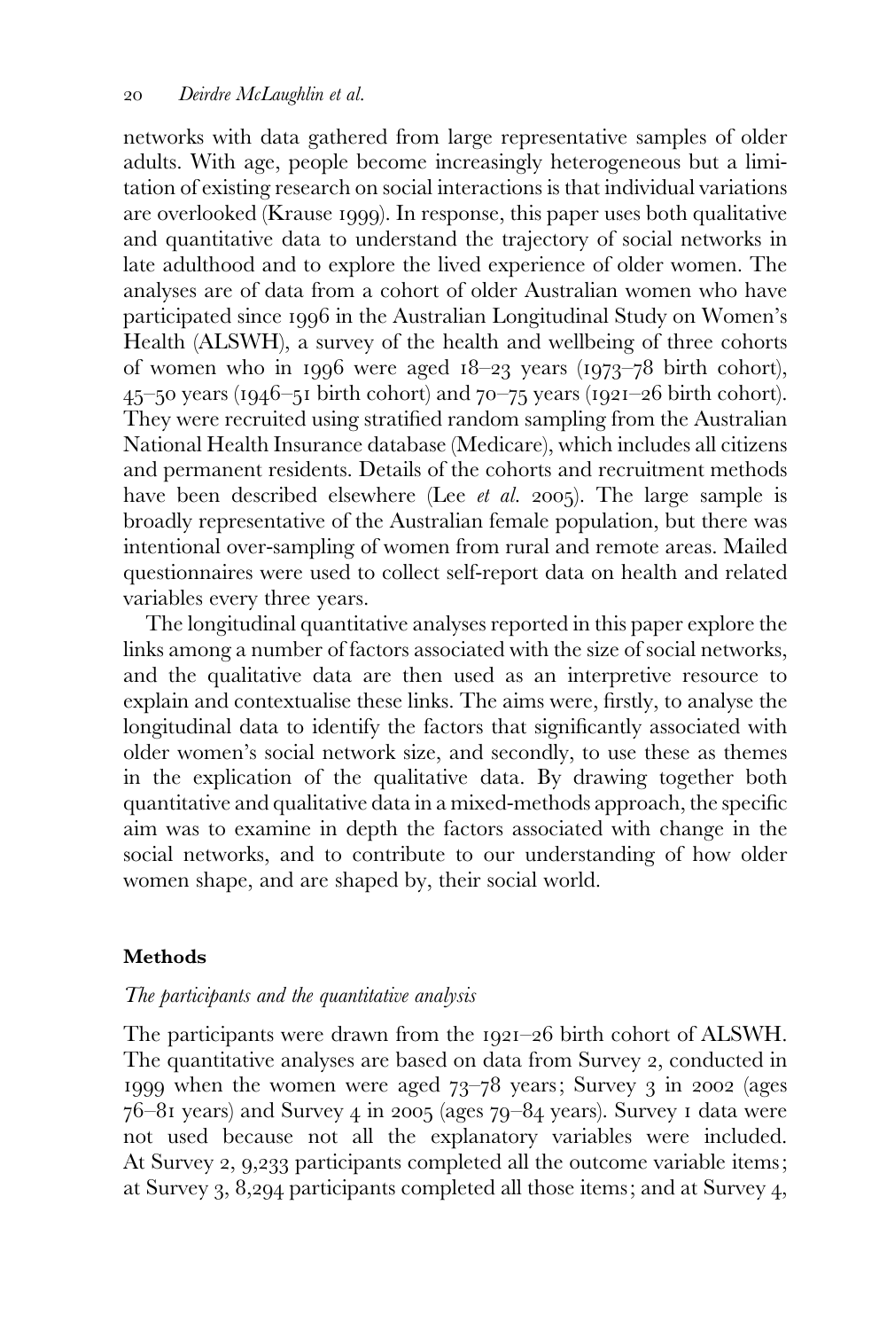networks with data gathered from large representative samples of older adults. With age, people become increasingly heterogeneous but a limitation of existing research on social interactions is that individual variations are overlooked (Krause 1999). In response, this paper uses both qualitative and quantitative data to understand the trajectory of social networks in late adulthood and to explore the lived experience of older women. The analyses are of data from a cohort of older Australian women who have participated since 1996 in the Australian Longitudinal Study on Women's Health (ALSWH), a survey of the health and wellbeing of three cohorts of women who in 1996 were aged 18–23 years (1973–78 birth cohort), 45–50 years (1946–51 birth cohort) and 70–75 years (1921–26 birth cohort). They were recruited using stratified random sampling from the Australian National Health Insurance database (Medicare), which includes all citizens and permanent residents. Details of the cohorts and recruitment methods have been described elsewhere (Lee *et al.* 2005). The large sample is broadly representative of the Australian female population, but there was intentional over-sampling of women from rural and remote areas. Mailed questionnaires were used to collect self-report data on health and related variables every three years.

The longitudinal quantitative analyses reported in this paper explore the links among a number of factors associated with the size of social networks, and the qualitative data are then used as an interpretive resource to explain and contextualise these links. The aims were, firstly, to analyse the longitudinal data to identify the factors that significantly associated with older women's social network size, and secondly, to use these as themes in the explication of the qualitative data. By drawing together both quantitative and qualitative data in a mixed-methods approach, the specific aim was to examine in depth the factors associated with change in the social networks, and to contribute to our understanding of how older women shape, and are shaped by, their social world.

## Methods

### *The participants and the quantitative analysis*

The participants were drawn from the 1921–26 birth cohort of ALSWH. The quantitative analyses are based on data from Survey 2, conducted in 1999 when the women were aged 73–78 years; Survey 3 in 2002 (ages 76–81 years) and Survey 4 in 2005 (ages 79–84 years). Survey 1 data were not used because not all the explanatory variables were included. At Survey 2, 9,233 participants completed all the outcome variable items; at Survey 3, 8,294 participants completed all those items; and at Survey 4,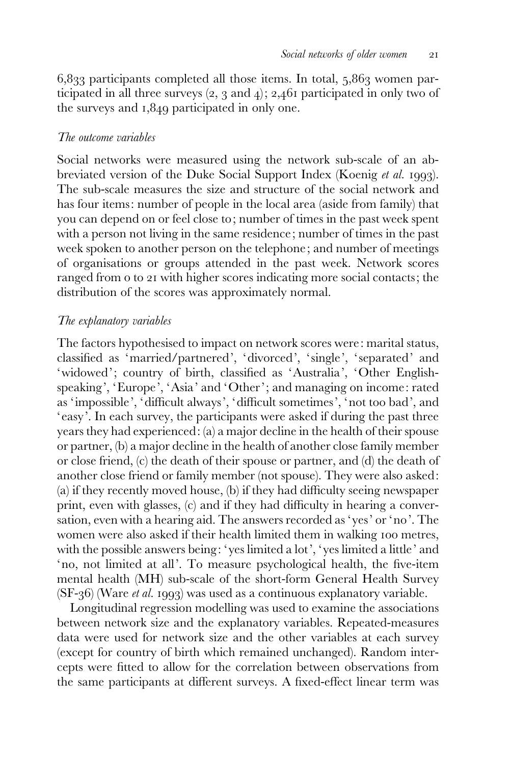6,833 participants completed all those items. In total, 5,863 women participated in all three surveys (2, 3 and 4); 2,461 participated in only two of the surveys and 1,849 participated in only one.

### *The outcome variables*

Social networks were measured using the network sub-scale of an abbreviated version of the Duke Social Support Index (Koenig *et al.* 1993). The sub-scale measures the size and structure of the social network and has four items: number of people in the local area (aside from family) that you can depend on or feel close to; number of times in the past week spent with a person not living in the same residence; number of times in the past week spoken to another person on the telephone; and number of meetings of organisations or groups attended in the past week. Network scores ranged from 0 to 21 with higher scores indicating more social contacts; the distribution of the scores was approximately normal.

### *The explanatory variables*

The factors hypothesised to impact on network scores were: marital status, classified as 'married/partnered', 'divorced', 'single', 'separated' and 'widowed'; country of birth, classified as 'Australia', 'Other English-speaking', 'Europe', 'Asia' and 'Other'; and managing on income: rated as 'impossible', 'difficult always', 'difficult sometimes', 'not too bad', and 'easy'. In each survey, the participants were asked if during the past three years they had experienced: (a) a major decline in the health of their spouse or partner, (b) a major decline in the health of another close family member or close friend, (c) the death of their spouse or partner, and (d) the death of another close friend or family member (not spouse). They were also asked: (a) if they recently moved house, (b) if they had difficulty seeing newspaper print, even with glasses, (c) and if they had difficulty in hearing a conversation, even with a hearing aid. The answers recorded as 'yes' or 'no'. The women were also asked if their health limited them in walking 100 metres, with the possible answers being: 'yes limited a lot', 'yes limited a little' and 'no, not limited at all'. To measure psychological health, the five-item mental health (MH) sub-scale of the short-form General Health Survey (SF-36) (Ware *et al.* 1993) was used as a continuous explanatory variable.

Longitudinal regression modelling was used to examine the associations between network size and the explanatory variables. Repeated-measures data were used for network size and the other variables at each survey (except for country of birth which remained unchanged). Random intercepts were fitted to allow for the correlation between observations from the same participants at different surveys. A fixed-effect linear term was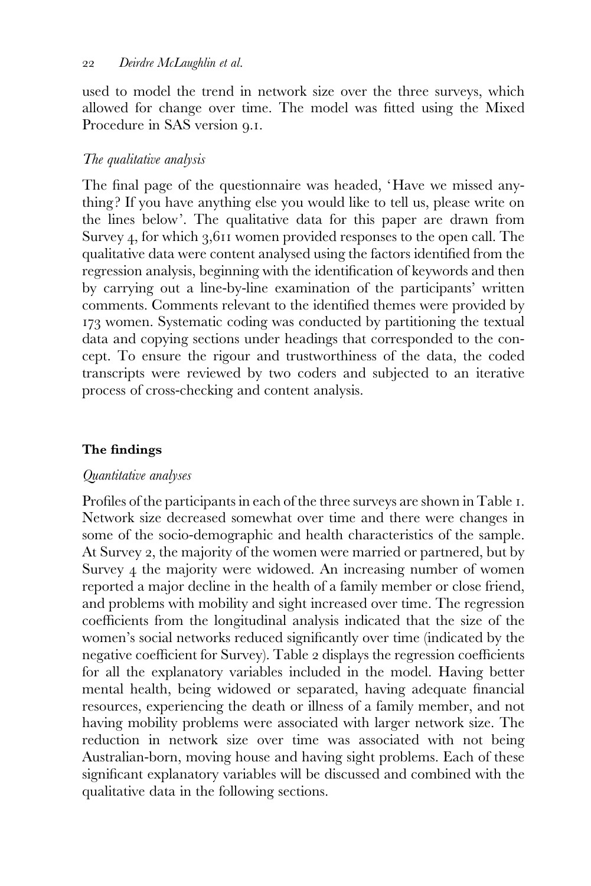used to model the trend in network size over the three surveys, which allowed for change over time. The model was fitted using the Mixed Procedure in SAS version 9.1.

### *The qualitative analysis*

The final page of the questionnaire was headed, 'Have we missed anything? If you have anything else you would like to tell us, please write on the lines below'. The qualitative data for this paper are drawn from Survey 4, for which 3,611 women provided responses to the open call. The qualitative data were content analysed using the factors identified from the regression analysis, beginning with the identification of keywords and then by carrying out a line-by-line examination of the participants' written comments. Comments relevant to the identified themes were provided by 173 women. Systematic coding was conducted by partitioning the textual data and copying sections under headings that corresponded to the concept. To ensure the rigour and trustworthiness of the data, the coded transcripts were reviewed by two coders and subjected to an iterative process of cross-checking and content analysis.

## The findings

### *Quantitative analyses*

Profiles of the participants in each of the three surveys are shown in Table 1. Network size decreased somewhat over time and there were changes in some of the socio-demographic and health characteristics of the sample. At Survey 2, the majority of the women were married or partnered, but by Survey 4 the majority were widowed. An increasing number of women reported a major decline in the health of a family member or close friend, and problems with mobility and sight increased over time. The regression coefficients from the longitudinal analysis indicated that the size of the women's social networks reduced significantly over time (indicated by the negative coefficient for Survey). Table 2 displays the regression coefficients for all the explanatory variables included in the model. Having better mental health, being widowed or separated, having adequate financial resources, experiencing the death or illness of a family member, and not having mobility problems were associated with larger network size. The reduction in network size over time was associated with not being Australian-born, moving house and having sight problems. Each of these significant explanatory variables will be discussed and combined with the qualitative data in the following sections.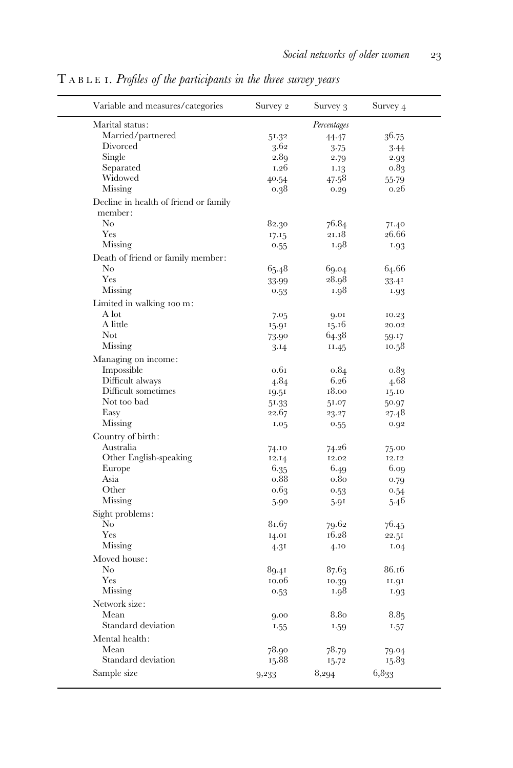TABLE 1. *Profiles of the participants in the three survey years*

| Variable and measures/categories | Survey 2 | Survey 3 | Survey 4 |
|---|---|---|---|
| Marital status: | | *Percentages* | |
| Married/partnered | 51.32 | 44.47 | 36.75 |
| Divorced | 3.62 | 3.75 | 3.44 |
| Single | 2.89 | 2.79 | 2.93 |
| Separated | 1.26 | 1.13 | 0.83 |
| Widowed | 40.54 | 47.58 | 55.79 |
| Missing | 0.38 | 0.29 | 0.26 |
| Decline in health of friend or family member: | | | |
| No | 82.30 | 76.84 | 71.40 |
| Yes | 17.15 | 21.18 | 26.66 |
| Missing | 0.55 | 1.98 | 1.93 |
| Death of friend or family member: | | | |
| No | 65.48 | 69.04 | 64.66 |
| Yes | 33.99 | 28.98 | 33.41 |
| Missing | 0.53 | 1.98 | 1.93 |
| Limited in walking 100 m: | | | |
| A lot | 7.05 | 9.01 | 10.23 |
| A little | 15.91 | 15.16 | 20.02 |
| Not | 73.90 | 64.38 | 59.17 |
| Missing | 3.14 | 11.45 | 10.58 |
| Managing on income: | | | |
| Impossible | 0.61 | 0.84 | 0.83 |
| Difficult always | 4.84 | 6.26 | 4.68 |
| Difficult sometimes | 19.51 | 18.00 | 15.10 |
| Not too bad | 51.33 | 51.07 | 50.97 |
| Easy | 22.67 | 23.27 | 27.48 |
| Missing | 1.05 | 0.55 | 0.92 |
| Country of birth: | | | |
| Australia | 74.10 | 74.26 | 75.00 |
| Other English-speaking | 12.14 | 12.02 | 12.12 |
| Europe | 6.35 | 6.49 | 6.09 |
| Asia | 0.88 | 0.80 | 0.79 |
| Other | 0.63 | 0.53 | 0.54 |
| Missing | 5.90 | 5.91 | 5.46 |
| Sight problems: | | | |
| No | 81.67 | 79.62 | 76.45 |
| Yes | 14.01 | 16.28 | 22.51 |
| Missing | 4.31 | 4.10 | 1.04 |
| Moved house: | | | |
| No | 89.41 | 87.63 | 86.16 |
| Yes | 10.06 | 10.39 | 11.91 |
| Missing | 0.53 | 1.98 | 1.93 |
| Network size: | | | |
| Mean | 9.00 | 8.80 | 8.85 |
| Standard deviation | 1.55 | 1.59 | 1.57 |
| Mental health: | | | |
| Mean | 78.90 | 78.79 | 79.04 |
| Standard deviation | 15.88 | 15.72 | 15.83 |
| Sample size | 9,233 | 8,294 | 6,833 |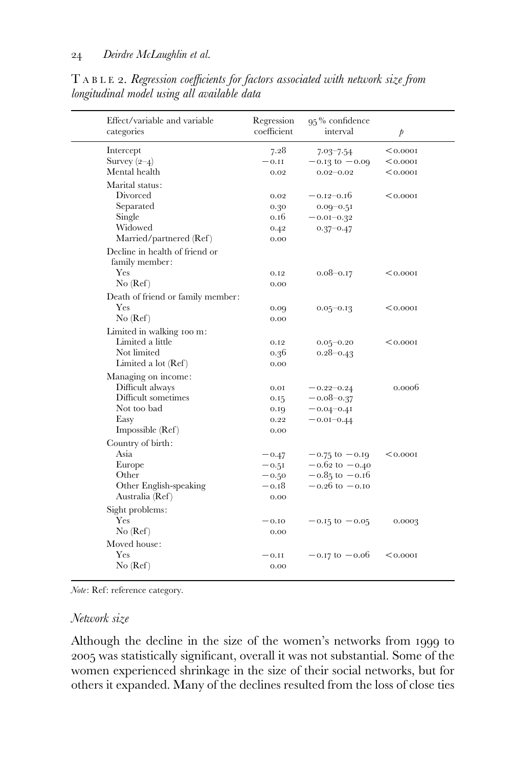TABLE 2. *Regression coefficients for factors associated with network size from longitudinal model using all available data*

| Effect/variable and variable categories | Regression coefficient | 95% confidence interval | $p$ |
|---|---|---|---|
| Intercept | 7.28 | 7.03–7.54 | <0.0001 |
| Survey (2–4) | −0.11 | −0.13 to −0.09 | <0.0001 |
| Mental health | 0.02 | 0.02–0.02 | <0.0001 |
| Marital status: | | | |
| Divorced | 0.02 | −0.12–0.16 | <0.0001 |
| Separated | 0.30 | 0.09–0.51 | |
| Single | 0.16 | −0.01–0.32 | |
| Widowed | 0.42 | 0.37–0.47 | |
| Married/partnered (Ref) | 0.00 | | |
| Decline in health of friend or family member: | | | |
| Yes | 0.12 | 0.08–0.17 | <0.0001 |
| No (Ref) | 0.00 | | |
| Death of friend or family member: | | | |
| Yes | 0.09 | 0.05–0.13 | <0.0001 |
| No (Ref) | 0.00 | | |
| Limited in walking 100 m: | | | |
| Limited a little | 0.12 | 0.05–0.20 | <0.0001 |
| Not limited | 0.36 | 0.28–0.43 | |
| Limited a lot (Ref) | 0.00 | | |
| Managing on income: | | | |
| Difficult always | 0.01 | −0.22–0.24 | 0.0006 |
| Difficult sometimes | 0.15 | −0.08–0.37 | |
| Not too bad | 0.19 | −0.04–0.41 | |
| Easy | 0.22 | −0.01–0.44 | |
| Impossible (Ref) | 0.00 | | |
| Country of birth: | | | |
| Asia | −0.47 | −0.75 to −0.19 | <0.0001 |
| Europe | −0.51 | −0.62 to −0.40 | |
| Other | −0.50 | −0.85 to −0.16 | |
| Other English-speaking | −0.18 | −0.26 to −0.10 | |
| Australia (Ref) | 0.00 | | |
| Sight problems: | | | |
| Yes | −0.10 | −0.15 to −0.05 | 0.0003 |
| No (Ref) | 0.00 | | |
| Moved house: | | | |
| Yes | −0.11 | −0.17 to −0.06 | <0.0001 |
| No (Ref) | 0.00 | | |

*Note*: Ref: reference category.

### *Network size*

Although the decline in the size of the women's networks from 1999 to 2005 was statistically significant, overall it was not substantial. Some of the women experienced shrinkage in the size of their social networks, but for others it expanded. Many of the declines resulted from the loss of close ties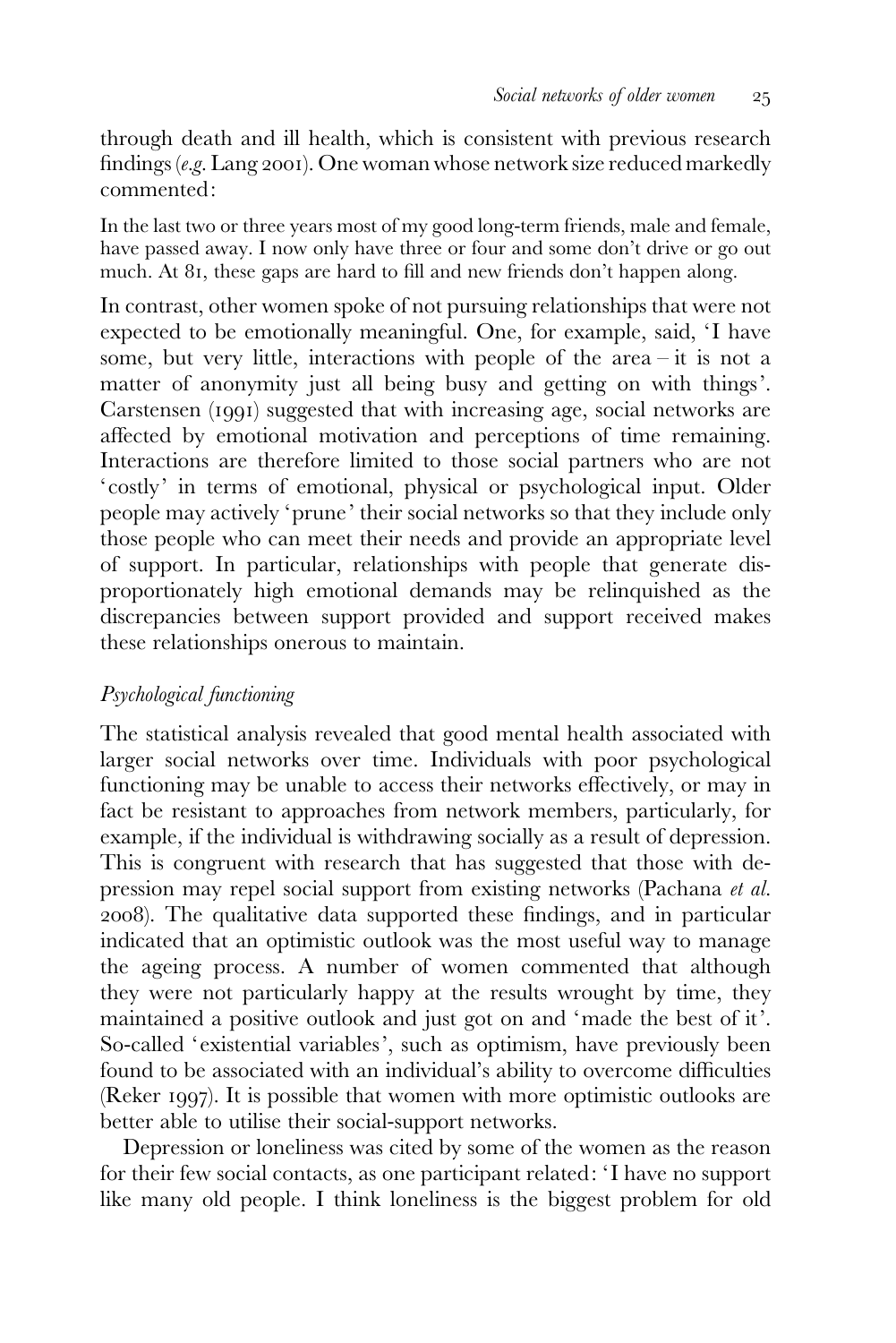through death and ill health, which is consistent with previous research findings (*e.g.* Lang 2001). One woman whose network size reduced markedly commented:

> In the last two or three years most of my good long-term friends, male and female, have passed away. I now only have three or four and some don't drive or go out much. At 81, these gaps are hard to fill and new friends don't happen along.

In contrast, other women spoke of not pursuing relationships that were not expected to be emotionally meaningful. One, for example, said, 'I have some, but very little, interactions with people of the area – it is not a matter of anonymity just all being busy and getting on with things'. Carstensen (1991) suggested that with increasing age, social networks are affected by emotional motivation and perceptions of time remaining. Interactions are therefore limited to those social partners who are not 'costly' in terms of emotional, physical or psychological input. Older people may actively 'prune' their social networks so that they include only those people who can meet their needs and provide an appropriate level of support. In particular, relationships with people that generate disproportionately high emotional demands may be relinquished as the discrepancies between support provided and support received makes these relationships onerous to maintain.

### *Psychological functioning*

The statistical analysis revealed that good mental health associated with larger social networks over time. Individuals with poor psychological functioning may be unable to access their networks effectively, or may in fact be resistant to approaches from network members, particularly, for example, if the individual is withdrawing socially as a result of depression. This is congruent with research that has suggested that those with depression may repel social support from existing networks (Pachana *et al.* 2008). The qualitative data supported these findings, and in particular indicated that an optimistic outlook was the most useful way to manage the ageing process. A number of women commented that although they were not particularly happy at the results wrought by time, they maintained a positive outlook and just got on and 'made the best of it'. So-called 'existential variables', such as optimism, have previously been found to be associated with an individual's ability to overcome difficulties (Reker 1997). It is possible that women with more optimistic outlooks are better able to utilise their social-support networks.

Depression or loneliness was cited by some of the women as the reason for their few social contacts, as one participant related: 'I have no support like many old people. I think loneliness is the biggest problem for old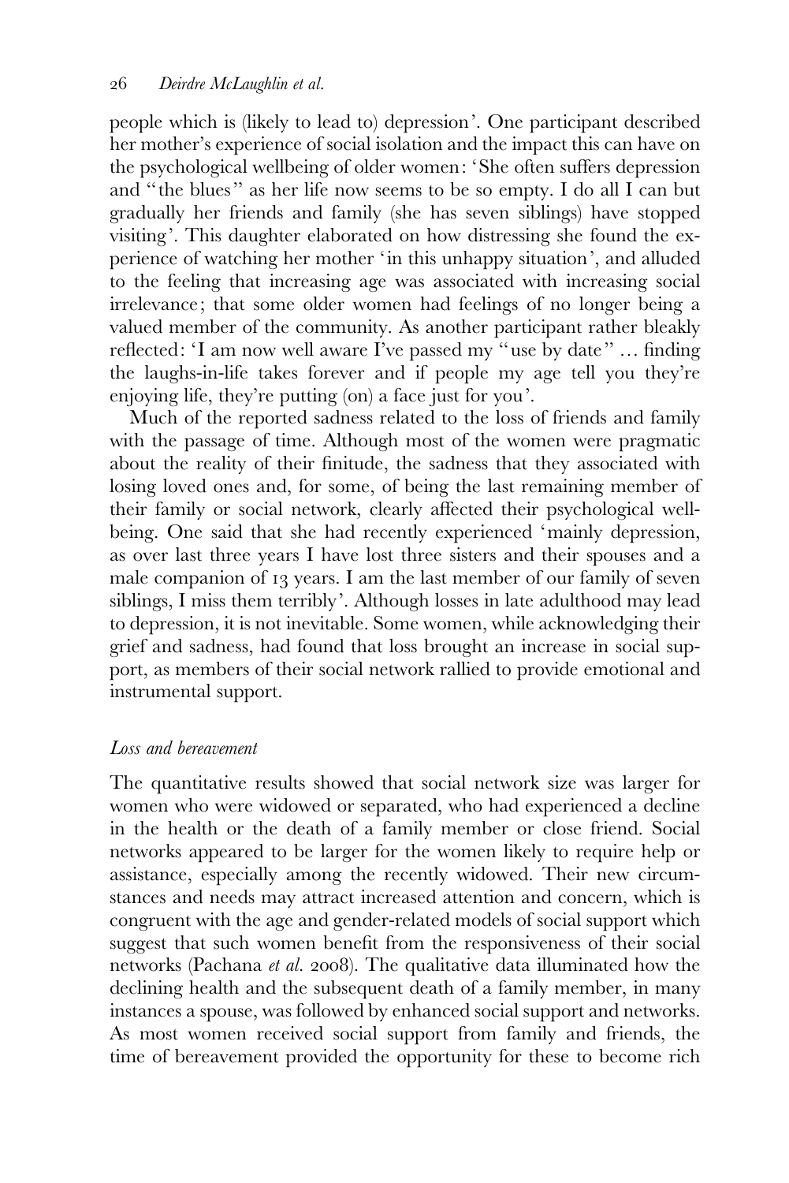people which is (likely to lead to) depression'. One participant described her mother's experience of social isolation and the impact this can have on the psychological wellbeing of older women: 'She often suffers depression and "the blues" as her life now seems to be so empty. I do all I can but gradually her friends and family (she has seven siblings) have stopped visiting'. This daughter elaborated on how distressing she found the experience of watching her mother 'in this unhappy situation', and alluded to the feeling that increasing age was associated with increasing social irrelevance; that some older women had feelings of no longer being a valued member of the community. As another participant rather bleakly reflected: 'I am now well aware I've passed my "use by date" … finding the laughs-in-life takes forever and if people my age tell you they're enjoying life, they're putting (on) a face just for you'.

Much of the reported sadness related to the loss of friends and family with the passage of time. Although most of the women were pragmatic about the reality of their finitude, the sadness that they associated with losing loved ones and, for some, of being the last remaining member of their family or social network, clearly affected their psychological wellbeing. One said that she had recently experienced 'mainly depression, as over last three years I have lost three sisters and their spouses and a male companion of 13 years. I am the last member of our family of seven siblings, I miss them terribly'. Although losses in late adulthood may lead to depression, it is not inevitable. Some women, while acknowledging their grief and sadness, had found that loss brought an increase in social support, as members of their social network rallied to provide emotional and instrumental support.

### *Loss and bereavement*

The quantitative results showed that social network size was larger for women who were widowed or separated, who had experienced a decline in the health or the death of a family member or close friend. Social networks appeared to be larger for the women likely to require help or assistance, especially among the recently widowed. Their new circumstances and needs may attract increased attention and concern, which is congruent with the age and gender-related models of social support which suggest that such women benefit from the responsiveness of their social networks (Pachana *et al.* 2008). The qualitative data illuminated how the declining health and the subsequent death of a family member, in many instances a spouse, was followed by enhanced social support and networks. As most women received social support from family and friends, the time of bereavement provided the opportunity for these to become rich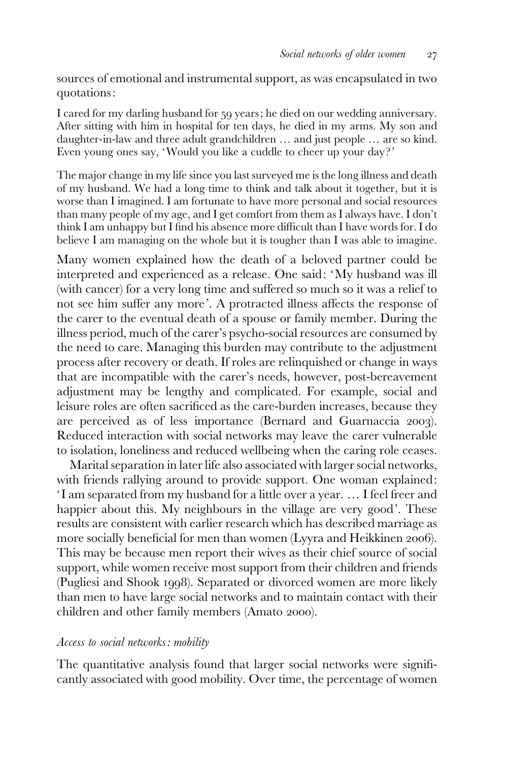sources of emotional and instrumental support, as was encapsulated in two quotations:

> I cared for my darling husband for 59 years; he died on our wedding anniversary. After sitting with him in hospital for ten days, he died in my arms. My son and daughter-in-law and three adult grandchildren … and just people … are so kind. Even young ones say, 'Would you like a cuddle to cheer up your day?'

> The major change in my life since you last surveyed me is the long illness and death of my husband. We had a long time to think and talk about it together, but it is worse than I imagined. I am fortunate to have more personal and social resources than many people of my age, and I get comfort from them as I always have. I don't think I am unhappy but I find his absence more difficult than I have words for. I do believe I am managing on the whole but it is tougher than I was able to imagine.

Many women explained how the death of a beloved partner could be interpreted and experienced as a release. One said: 'My husband was ill (with cancer) for a very long time and suffered so much so it was a relief to not see him suffer any more'. A protracted illness affects the response of the carer to the eventual death of a spouse or family member. During the illness period, much of the carer's psycho-social resources are consumed by the need to care. Managing this burden may contribute to the adjustment process after recovery or death. If roles are relinquished or change in ways that are incompatible with the carer's needs, however, post-bereavement adjustment may be lengthy and complicated. For example, social and leisure roles are often sacrificed as the care-burden increases, because they are perceived as of less importance (Bernard and Guarnaccia 2003). Reduced interaction with social networks may leave the carer vulnerable to isolation, loneliness and reduced wellbeing when the caring role ceases.

Marital separation in later life also associated with larger social networks, with friends rallying around to provide support. One woman explained: 'I am separated from my husband for a little over a year. … I feel freer and happier about this. My neighbours in the village are very good'. These results are consistent with earlier research which has described marriage as more socially beneficial for men than women (Lyyra and Heikkinen 2006). This may be because men report their wives as their chief source of social support, while women receive most support from their children and friends (Pugliesi and Shook 1998). Separated or divorced women are more likely than men to have large social networks and to maintain contact with their children and other family members (Amato 2000).

### *Access to social networks: mobility*

The quantitative analysis found that larger social networks were significantly associated with good mobility. Over time, the percentage of women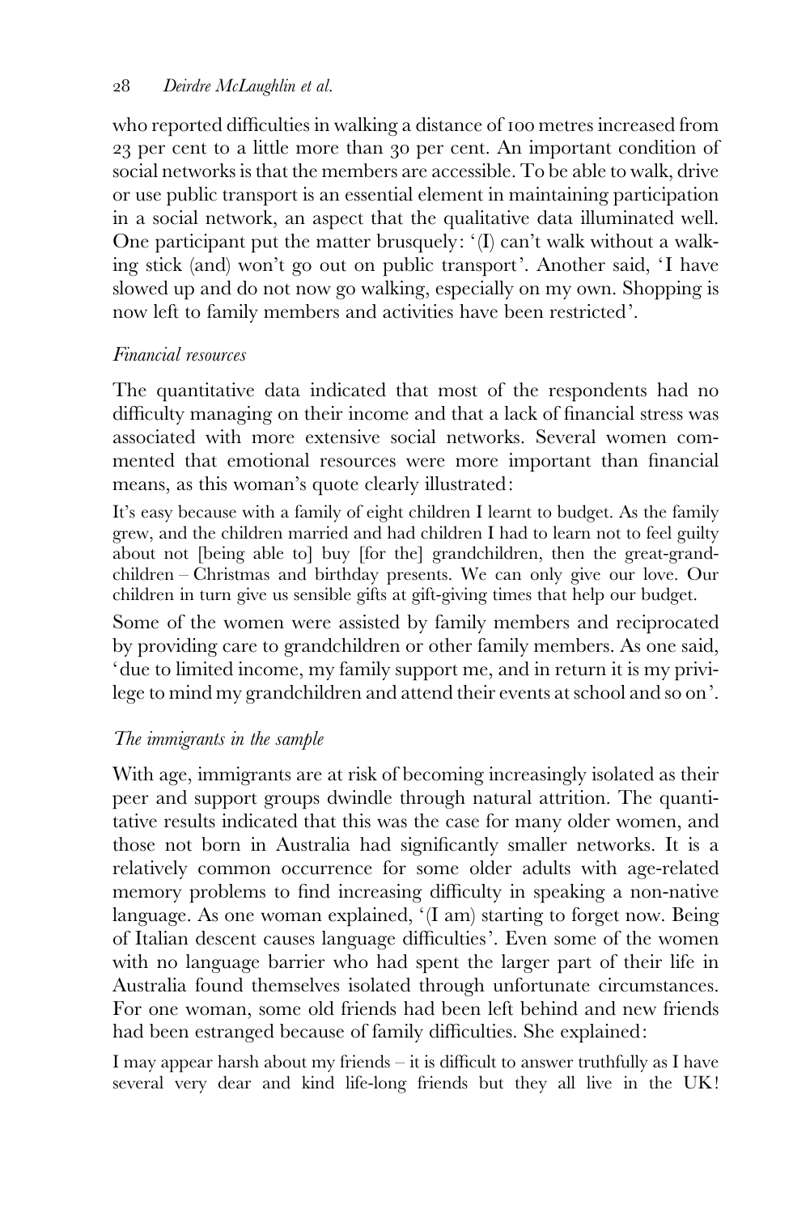who reported difficulties in walking a distance of 100 metres increased from 23 per cent to a little more than 30 per cent. An important condition of social networks is that the members are accessible. To be able to walk, drive or use public transport is an essential element in maintaining participation in a social network, an aspect that the qualitative data illuminated well. One participant put the matter brusquely: '(I) can't walk without a walking stick (and) won't go out on public transport'. Another said, 'I have slowed up and do not now go walking, especially on my own. Shopping is now left to family members and activities have been restricted'.

### *Financial resources*

The quantitative data indicated that most of the respondents had no difficulty managing on their income and that a lack of financial stress was associated with more extensive social networks. Several women commented that emotional resources were more important than financial means, as this woman's quote clearly illustrated:

> It's easy because with a family of eight children I learnt to budget. As the family grew, and the children married and had children I had to learn not to feel guilty about not [being able to] buy [for the] grandchildren, then the great-grandchildren – Christmas and birthday presents. We can only give our love. Our children in turn give us sensible gifts at gift-giving times that help our budget.

Some of the women were assisted by family members and reciprocated by providing care to grandchildren or other family members. As one said, 'due to limited income, my family support me, and in return it is my privilege to mind my grandchildren and attend their events at school and so on'.

### *The immigrants in the sample*

With age, immigrants are at risk of becoming increasingly isolated as their peer and support groups dwindle through natural attrition. The quantitative results indicated that this was the case for many older women, and those not born in Australia had significantly smaller networks. It is a relatively common occurrence for some older adults with age-related memory problems to find increasing difficulty in speaking a non-native language. As one woman explained, '(I am) starting to forget now. Being of Italian descent causes language difficulties'. Even some of the women with no language barrier who had spent the larger part of their life in Australia found themselves isolated through unfortunate circumstances. For one woman, some old friends had been left behind and new friends had been estranged because of family difficulties. She explained:

> I may appear harsh about my friends – it is difficult to answer truthfully as I have several very dear and kind life-long friends but they all live in the UK!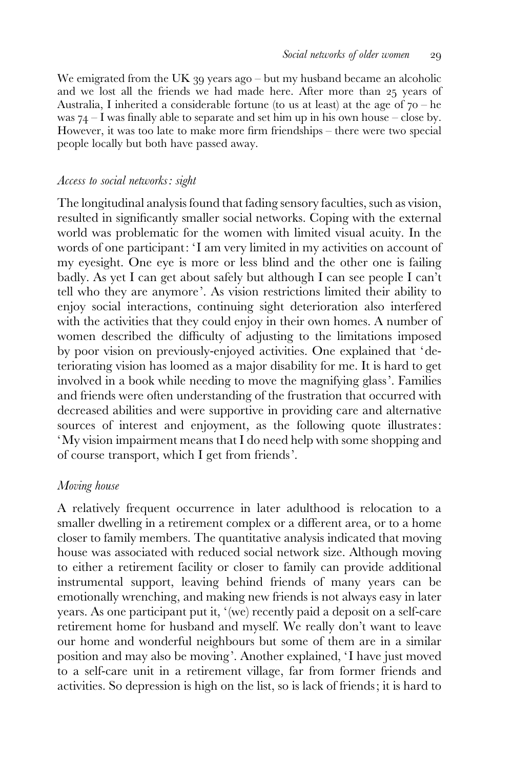We emigrated from the UK 39 years ago – but my husband became an alcoholic and we lost all the friends we had made here. After more than 25 years of Australia, I inherited a considerable fortune (to us at least) at the age of 70 – he was 74 – I was finally able to separate and set him up in his own house – close by. However, it was too late to make more firm friendships – there were two special people locally but both have passed away.

### *Access to social networks: sight*

The longitudinal analysis found that fading sensory faculties, such as vision, resulted in significantly smaller social networks. Coping with the external world was problematic for the women with limited visual acuity. In the words of one participant: 'I am very limited in my activities on account of my eyesight. One eye is more or less blind and the other one is failing badly. As yet I can get about safely but although I can see people I can't tell who they are anymore'. As vision restrictions limited their ability to enjoy social interactions, continuing sight deterioration also interfered with the activities that they could enjoy in their own homes. A number of women described the difficulty of adjusting to the limitations imposed by poor vision on previously-enjoyed activities. One explained that 'deteriorating vision has loomed as a major disability for me. It is hard to get involved in a book while needing to move the magnifying glass'. Families and friends were often understanding of the frustration that occurred with decreased abilities and were supportive in providing care and alternative sources of interest and enjoyment, as the following quote illustrates: 'My vision impairment means that I do need help with some shopping and of course transport, which I get from friends'.

### *Moving house*

A relatively frequent occurrence in later adulthood is relocation to a smaller dwelling in a retirement complex or a different area, or to a home closer to family members. The quantitative analysis indicated that moving house was associated with reduced social network size. Although moving to either a retirement facility or closer to family can provide additional instrumental support, leaving behind friends of many years can be emotionally wrenching, and making new friends is not always easy in later years. As one participant put it, '(we) recently paid a deposit on a self-care retirement home for husband and myself. We really don't want to leave our home and wonderful neighbours but some of them are in a similar position and may also be moving'. Another explained, 'I have just moved to a self-care unit in a retirement village, far from former friends and activities. So depression is high on the list, so is lack of friends; it is hard to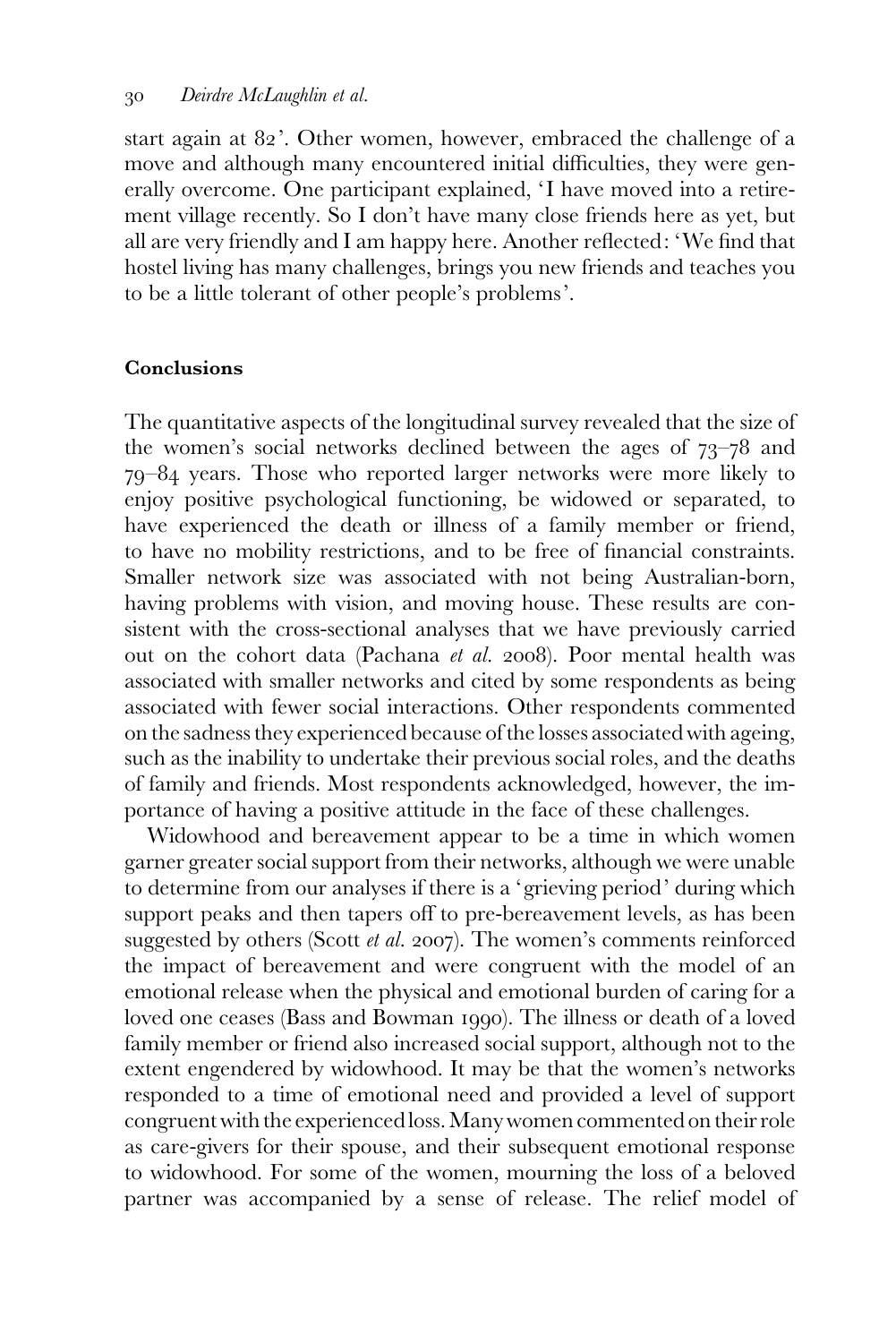start again at 82'. Other women, however, embraced the challenge of a move and although many encountered initial difficulties, they were generally overcome. One participant explained, 'I have moved into a retirement village recently. So I don't have many close friends here as yet, but all are very friendly and I am happy here. Another reflected: 'We find that hostel living has many challenges, brings you new friends and teaches you to be a little tolerant of other people's problems'.

## Conclusions

The quantitative aspects of the longitudinal survey revealed that the size of the women's social networks declined between the ages of 73–78 and 79–84 years. Those who reported larger networks were more likely to enjoy positive psychological functioning, be widowed or separated, to have experienced the death or illness of a family member or friend, to have no mobility restrictions, and to be free of financial constraints. Smaller network size was associated with not being Australian-born, having problems with vision, and moving house. These results are consistent with the cross-sectional analyses that we have previously carried out on the cohort data (Pachana *et al.* 2008). Poor mental health was associated with smaller networks and cited by some respondents as being associated with fewer social interactions. Other respondents commented on the sadness they experienced because of the losses associated with ageing, such as the inability to undertake their previous social roles, and the deaths of family and friends. Most respondents acknowledged, however, the importance of having a positive attitude in the face of these challenges.

Widowhood and bereavement appear to be a time in which women garner greater social support from their networks, although we were unable to determine from our analyses if there is a 'grieving period' during which support peaks and then tapers off to pre-bereavement levels, as has been suggested by others (Scott *et al.* 2007). The women's comments reinforced the impact of bereavement and were congruent with the model of an emotional release when the physical and emotional burden of caring for a loved one ceases (Bass and Bowman 1990). The illness or death of a loved family member or friend also increased social support, although not to the extent engendered by widowhood. It may be that the women's networks responded to a time of emotional need and provided a level of support congruent with the experienced loss. Many women commented on their role as care-givers for their spouse, and their subsequent emotional response to widowhood. For some of the women, mourning the loss of a beloved partner was accompanied by a sense of release. The relief model of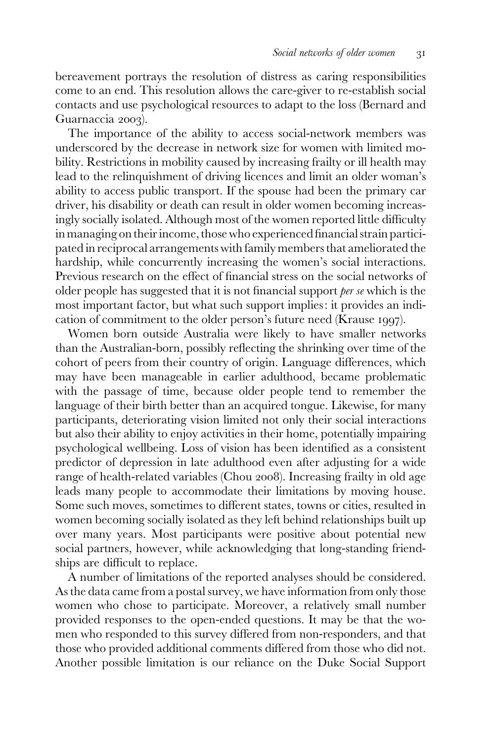bereavement portrays the resolution of distress as caring responsibilities come to an end. This resolution allows the care-giver to re-establish social contacts and use psychological resources to adapt to the loss (Bernard and Guarnaccia 2003).

The importance of the ability to access social-network members was underscored by the decrease in network size for women with limited mobility. Restrictions in mobility caused by increasing frailty or ill health may lead to the relinquishment of driving licences and limit an older woman's ability to access public transport. If the spouse had been the primary car driver, his disability or death can result in older women becoming increasingly socially isolated. Although most of the women reported little difficulty in managing on their income, those who experienced financial strain participated in reciprocal arrangements with family members that ameliorated the hardship, while concurrently increasing the women's social interactions. Previous research on the effect of financial stress on the social networks of older people has suggested that it is not financial support *per se* which is the most important factor, but what such support implies: it provides an indication of commitment to the older person's future need (Krause 1997).

Women born outside Australia were likely to have smaller networks than the Australian-born, possibly reflecting the shrinking over time of the cohort of peers from their country of origin. Language differences, which may have been manageable in earlier adulthood, became problematic with the passage of time, because older people tend to remember the language of their birth better than an acquired tongue. Likewise, for many participants, deteriorating vision limited not only their social interactions but also their ability to enjoy activities in their home, potentially impairing psychological wellbeing. Loss of vision has been identified as a consistent predictor of depression in late adulthood even after adjusting for a wide range of health-related variables (Chou 2008). Increasing frailty in old age leads many people to accommodate their limitations by moving house. Some such moves, sometimes to different states, towns or cities, resulted in women becoming socially isolated as they left behind relationships built up over many years. Most participants were positive about potential new social partners, however, while acknowledging that long-standing friendships are difficult to replace.

A number of limitations of the reported analyses should be considered. As the data came from a postal survey, we have information from only those women who chose to participate. Moreover, a relatively small number provided responses to the open-ended questions. It may be that the women who responded to this survey differed from non-responders, and that those who provided additional comments differed from those who did not. Another possible limitation is our reliance on the Duke Social Support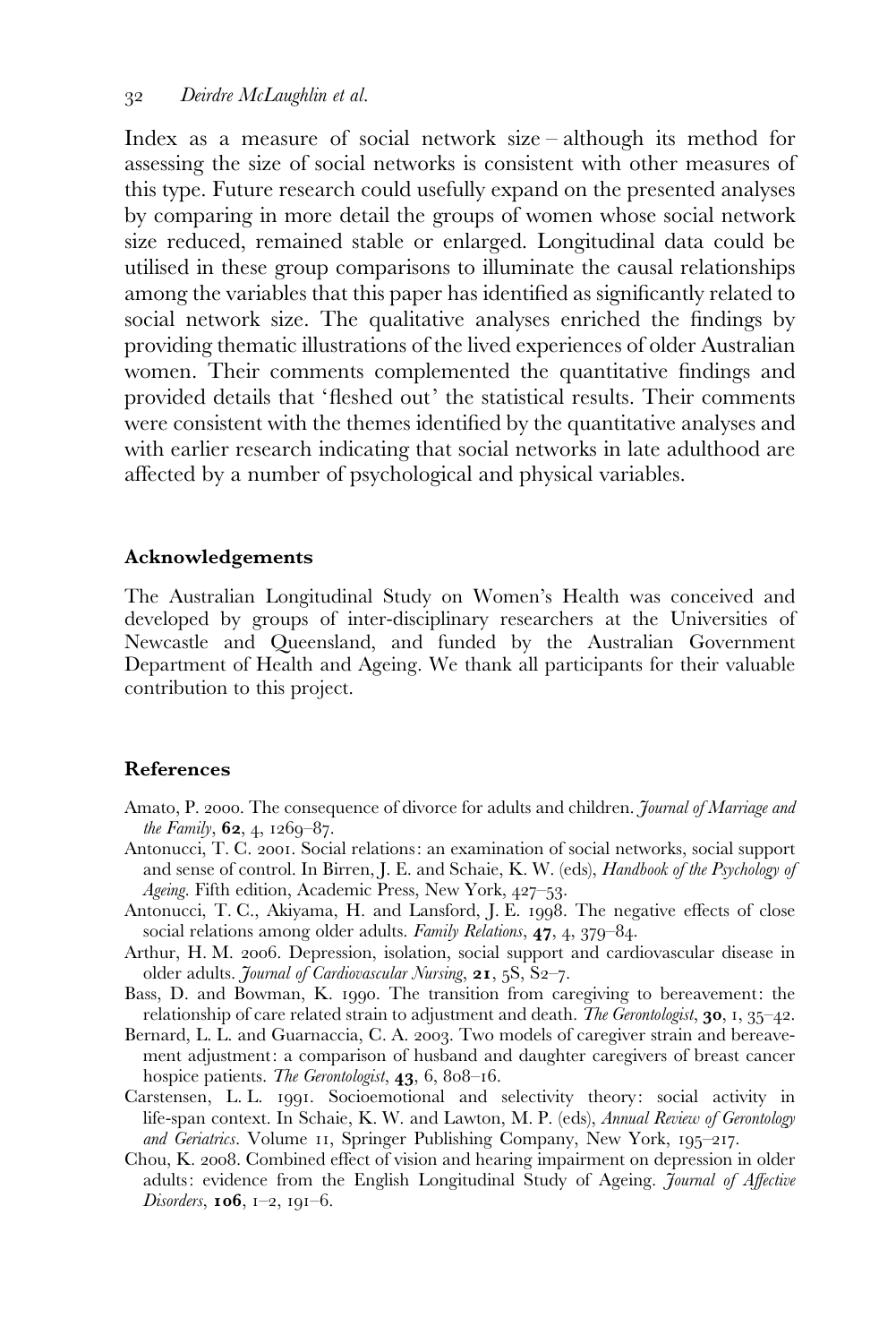Index as a measure of social network size – although its method for assessing the size of social networks is consistent with other measures of this type. Future research could usefully expand on the presented analyses by comparing in more detail the groups of women whose social network size reduced, remained stable or enlarged. Longitudinal data could be utilised in these group comparisons to illuminate the causal relationships among the variables that this paper has identified as significantly related to social network size. The qualitative analyses enriched the findings by providing thematic illustrations of the lived experiences of older Australian women. Their comments complemented the quantitative findings and provided details that 'fleshed out' the statistical results. Their comments were consistent with the themes identified by the quantitative analyses and with earlier research indicating that social networks in late adulthood are affected by a number of psychological and physical variables.

## Acknowledgements

The Australian Longitudinal Study on Women's Health was conceived and developed by groups of inter-disciplinary researchers at the Universities of Newcastle and Queensland, and funded by the Australian Government Department of Health and Ageing. We thank all participants for their valuable contribution to this project.

## References

Amato, P. 2000. The consequence of divorce for adults and children. *Journal of Marriage and the Family*, **62**, 4, 1269–87.

Antonucci, T. C. 2001. Social relations: an examination of social networks, social support and sense of control. In Birren, J. E. and Schaie, K. W. (eds), *Handbook of the Psychology of Ageing*. Fifth edition, Academic Press, New York, 427–53.

Antonucci, T. C., Akiyama, H. and Lansford, J. E. 1998. The negative effects of close social relations among older adults. *Family Relations*, **47**, 4, 379–84.

Arthur, H. M. 2006. Depression, isolation, social support and cardiovascular disease in older adults. *Journal of Cardiovascular Nursing*, **21**, 5S, S2–7.

Bass, D. and Bowman, K. 1990. The transition from caregiving to bereavement: the relationship of care related strain to adjustment and death. *The Gerontologist*, **30**, 1, 35–42.

Bernard, L. L. and Guarnaccia, C. A. 2003. Two models of caregiver strain and bereavement adjustment: a comparison of husband and daughter caregivers of breast cancer hospice patients. *The Gerontologist*, **43**, 6, 808–16.

Carstensen, L. L. 1991. Socioemotional and selectivity theory: social activity in life-span context. In Schaie, K. W. and Lawton, M. P. (eds), *Annual Review of Gerontology and Geriatrics*. Volume 11, Springer Publishing Company, New York, 195–217.

Chou, K. 2008. Combined effect of vision and hearing impairment on depression in older adults: evidence from the English Longitudinal Study of Ageing. *Journal of Affective Disorders*, **106**, 1–2, 191–6.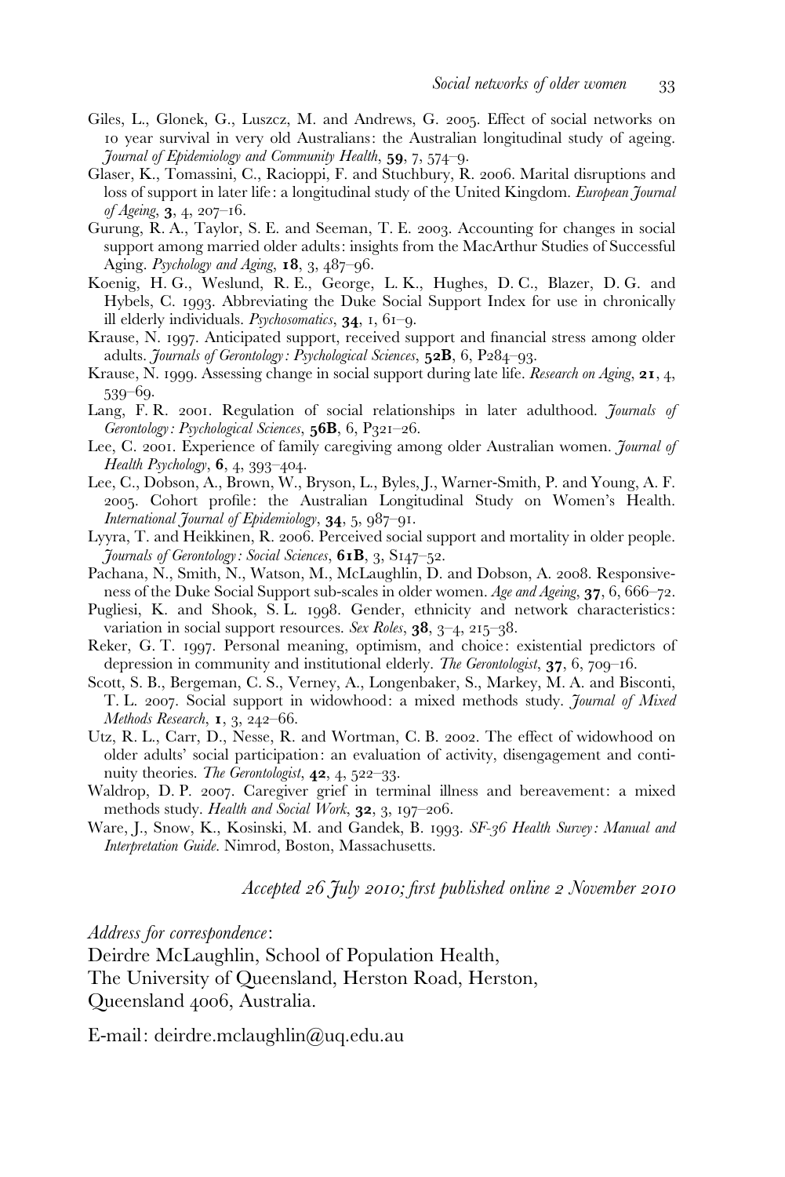Giles, L., Glonek, G., Luszcz, M. and Andrews, G. 2005. Effect of social networks on 10 year survival in very old Australians: the Australian longitudinal study of ageing. *Journal of Epidemiology and Community Health*, **59**, 7, 574–9.

Glaser, K., Tomassini, C., Racioppi, F. and Stuchbury, R. 2006. Marital disruptions and loss of support in later life: a longitudinal study of the United Kingdom. *European Journal of Ageing*, **3**, 4, 207–16.

Gurung, R. A., Taylor, S. E. and Seeman, T. E. 2003. Accounting for changes in social support among married older adults: insights from the MacArthur Studies of Successful Aging. *Psychology and Aging*, **18**, 3, 487–96.

Koenig, H. G., Weslund, R. E., George, L. K., Hughes, D. C., Blazer, D. G. and Hybels, C. 1993. Abbreviating the Duke Social Support Index for use in chronically ill elderly individuals. *Psychosomatics*, **34**, 1, 61–9.

Krause, N. 1997. Anticipated support, received support and financial stress among older adults. *Journals of Gerontology: Psychological Sciences*, **52B**, 6, P284–93.

Krause, N. 1999. Assessing change in social support during late life. *Research on Aging*, **21**, 4, 539–69.

Lang, F. R. 2001. Regulation of social relationships in later adulthood. *Journals of Gerontology: Psychological Sciences*, **56B**, 6, P321–26.

Lee, C. 2001. Experience of family caregiving among older Australian women. *Journal of Health Psychology*, **6**, 4, 393–404.

Lee, C., Dobson, A., Brown, W., Bryson, L., Byles, J., Warner-Smith, P. and Young, A. F. 2005. Cohort profile: the Australian Longitudinal Study on Women's Health. *International Journal of Epidemiology*, **34**, 5, 987–91.

Lyyra, T. and Heikkinen, R. 2006. Perceived social support and mortality in older people. *Journals of Gerontology: Social Sciences*, **61B**, 3, S147–52.

Pachana, N., Smith, N., Watson, M., McLaughlin, D. and Dobson, A. 2008. Responsiveness of the Duke Social Support sub-scales in older women. *Age and Ageing*, **37**, 6, 666–72.

Pugliesi, K. and Shook, S. L. 1998. Gender, ethnicity and network characteristics: variation in social support resources. *Sex Roles*, **38**, 3–4, 215–38.

Reker, G. T. 1997. Personal meaning, optimism, and choice: existential predictors of depression in community and institutional elderly. *The Gerontologist*, **37**, 6, 709–16.

Scott, S. B., Bergeman, C. S., Verney, A., Longenbaker, S., Markey, M. A. and Bisconti, T. L. 2007. Social support in widowhood: a mixed methods study. *Journal of Mixed Methods Research*, **1**, 3, 242–66.

Utz, R. L., Carr, D., Nesse, R. and Wortman, C. B. 2002. The effect of widowhood on older adults' social participation: an evaluation of activity, disengagement and continuity theories. *The Gerontologist*, **42**, 4, 522–33.

Waldrop, D. P. 2007. Caregiver grief in terminal illness and bereavement: a mixed methods study. *Health and Social Work*, **32**, 3, 197–206.

Ware, J., Snow, K., Kosinski, M. and Gandek, B. 1993. *SF-36 Health Survey: Manual and Interpretation Guide*. Nimrod, Boston, Massachusetts.

*Accepted 26 July 2010; first published online 2 November 2010*

*Address for correspondence*:
Deirdre McLaughlin, School of Population Health,
The University of Queensland, Herston Road, Herston,
Queensland 4006, Australia.

E-mail: deirdre.mclaughlin@uq.edu.au